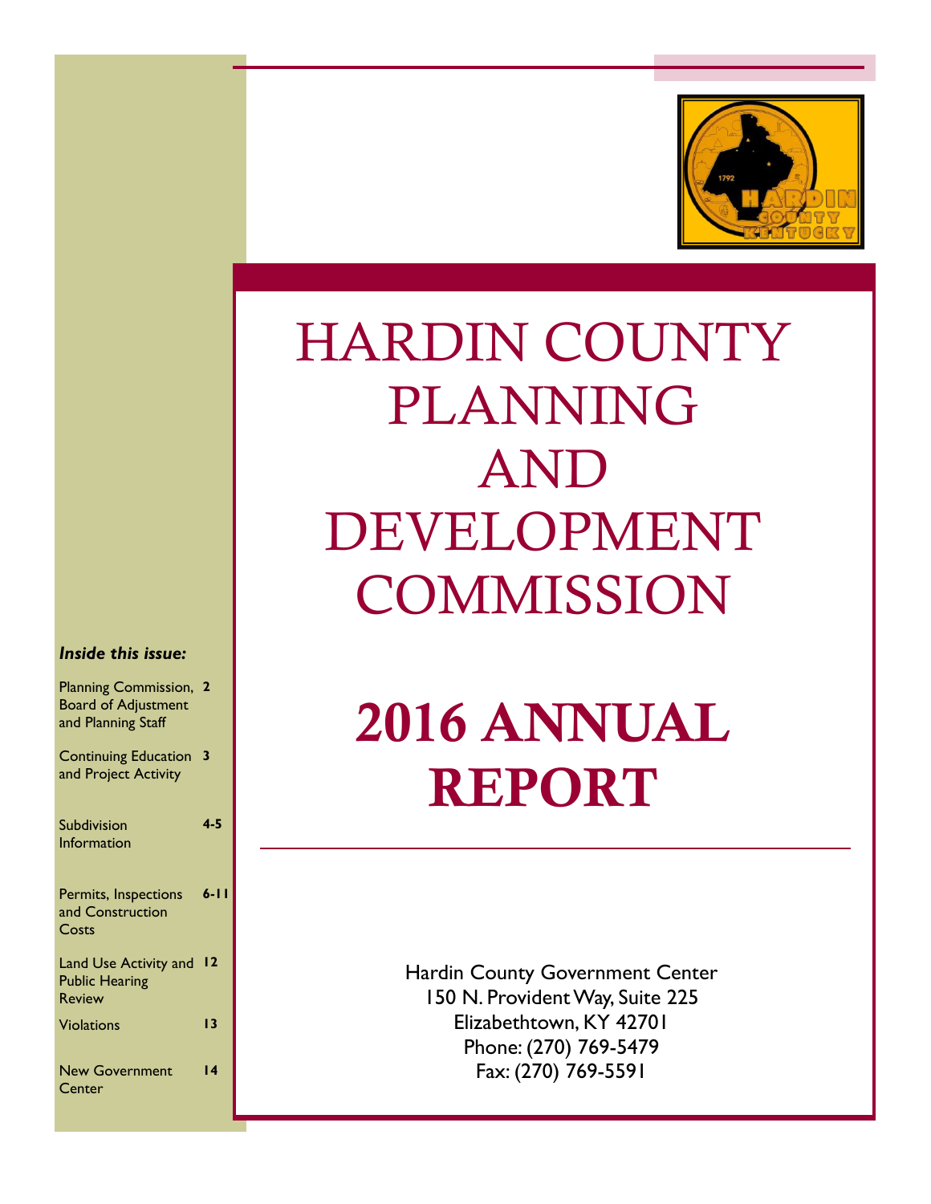# HARDIN COUNTY PLANNING AND DEVELOPMENT COMMISSION

# 2016 ANNUAL REPORT

Hardin County Government Center
150 N. Provident Way, Suite 225
Elizabethtown, KY 42701
Phone: (270) 769-5479
Fax: (270) 769-5591

***Inside this issue:***

| | |
|---|---|
| Planning Commission, Board of Adjustment and Planning Staff | **2** |
| Continuing Education and Project Activity | **3** |
| Subdivision Information | **4-5** |
| Permits, Inspections and Construction Costs | **6-11** |
| Land Use Activity and Public Hearing Review | **12** |
| Violations | **13** |
| New Government Center | **14** |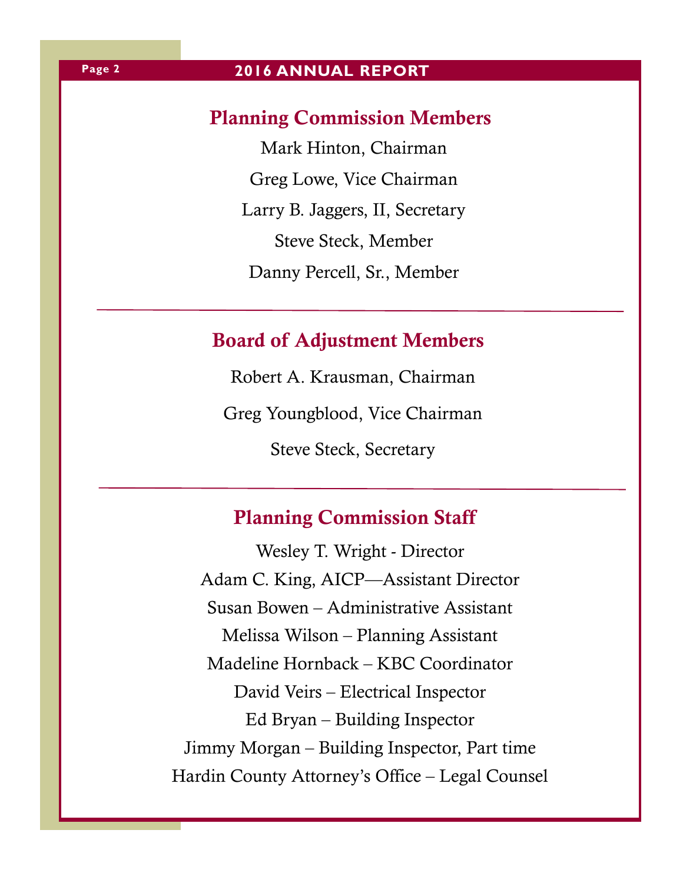## Planning Commission Members

Mark Hinton, Chairman

Greg Lowe, Vice Chairman

Larry B. Jaggers, II, Secretary

Steve Steck, Member

Danny Percell, Sr., Member

---

## Board of Adjustment Members

Robert A. Krausman, Chairman

Greg Youngblood, Vice Chairman

Steve Steck, Secretary

---

## Planning Commission Staff

Wesley T. Wright - Director

Adam C. King, AICP—Assistant Director

Susan Bowen – Administrative Assistant

Melissa Wilson – Planning Assistant

Madeline Hornback – KBC Coordinator

David Veirs – Electrical Inspector

Ed Bryan – Building Inspector

Jimmy Morgan – Building Inspector, Part time

Hardin County Attorney's Office – Legal Counsel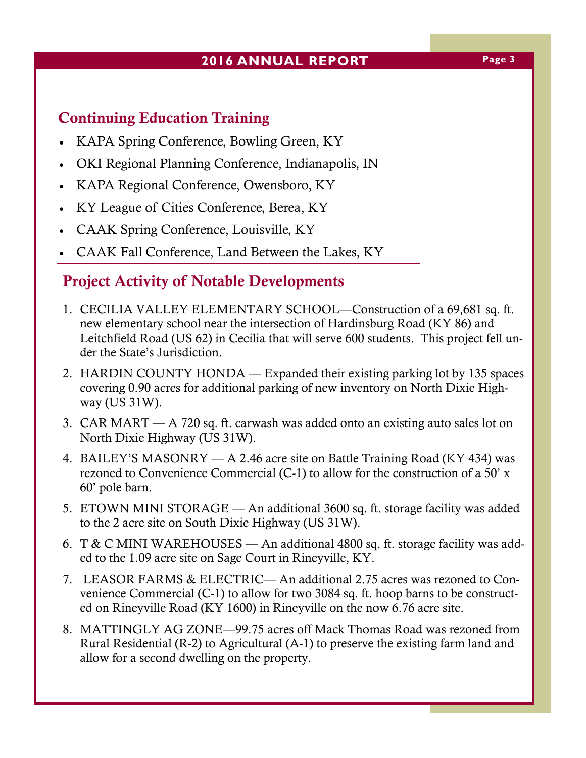## Continuing Education Training

- KAPA Spring Conference, Bowling Green, KY
- OKI Regional Planning Conference, Indianapolis, IN
- KAPA Regional Conference, Owensboro, KY
- KY League of Cities Conference, Berea, KY
- CAAK Spring Conference, Louisville, KY
- CAAK Fall Conference, Land Between the Lakes, KY

## Project Activity of Notable Developments

1. CECILIA VALLEY ELEMENTARY SCHOOL—Construction of a 69,681 sq. ft. new elementary school near the intersection of Hardinsburg Road (KY 86) and Leitchfield Road (US 62) in Cecilia that will serve 600 students. This project fell under the State's Jurisdiction.
2. HARDIN COUNTY HONDA — Expanded their existing parking lot by 135 spaces covering 0.90 acres for additional parking of new inventory on North Dixie Highway (US 31W).
3. CAR MART — A 720 sq. ft. carwash was added onto an existing auto sales lot on North Dixie Highway (US 31W).
4. BAILEY'S MASONRY — A 2.46 acre site on Battle Training Road (KY 434) was rezoned to Convenience Commercial (C-1) to allow for the construction of a 50' x 60' pole barn.
5. ETOWN MINI STORAGE — An additional 3600 sq. ft. storage facility was added to the 2 acre site on South Dixie Highway (US 31W).
6. T & C MINI WAREHOUSES — An additional 4800 sq. ft. storage facility was added to the 1.09 acre site on Sage Court in Rineyville, KY.
7. LEASOR FARMS & ELECTRIC— An additional 2.75 acres was rezoned to Convenience Commercial (C-1) to allow for two 3084 sq. ft. hoop barns to be constructed on Rineyville Road (KY 1600) in Rineyville on the now 6.76 acre site.
8. MATTINGLY AG ZONE—99.75 acres off Mack Thomas Road was rezoned from Rural Residential (R-2) to Agricultural (A-1) to preserve the existing farm land and allow for a second dwelling on the property.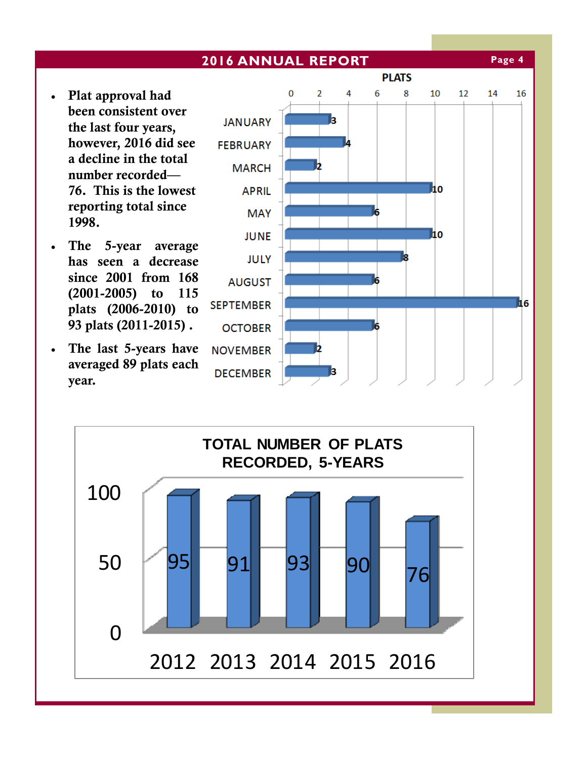## 2016 ANNUAL REPORT

- Plat approval had been consistent over the last four years, however, 2016 did see a decline in the total number recorded—76. This is the lowest reporting total since 1998.
- The 5-year average has seen a decrease since 2001 from 168 (2001-2005) to 115 plats (2006-2010) to 93 plats (2011-2015) .
- The last 5-years have averaged 89 plats each year.

**PLATS**

| Month | Plats |
|---|---|
| JANUARY | 3 |
| FEBRUARY | 4 |
| MARCH | 2 |
| APRIL | 10 |
| MAY | 6 |
| JUNE | 10 |
| JULY | 8 |
| AUGUST | 6 |
| SEPTEMBER | 16 |
| OCTOBER | 6 |
| NOVEMBER | 2 |
| DECEMBER | 3 |

**TOTAL NUMBER OF PLATS RECORDED, 5-YEARS**

| Year | Plats |
|---|---|
| 2012 | 95 |
| 2013 | 91 |
| 2014 | 93 |
| 2015 | 90 |
| 2016 | 76 |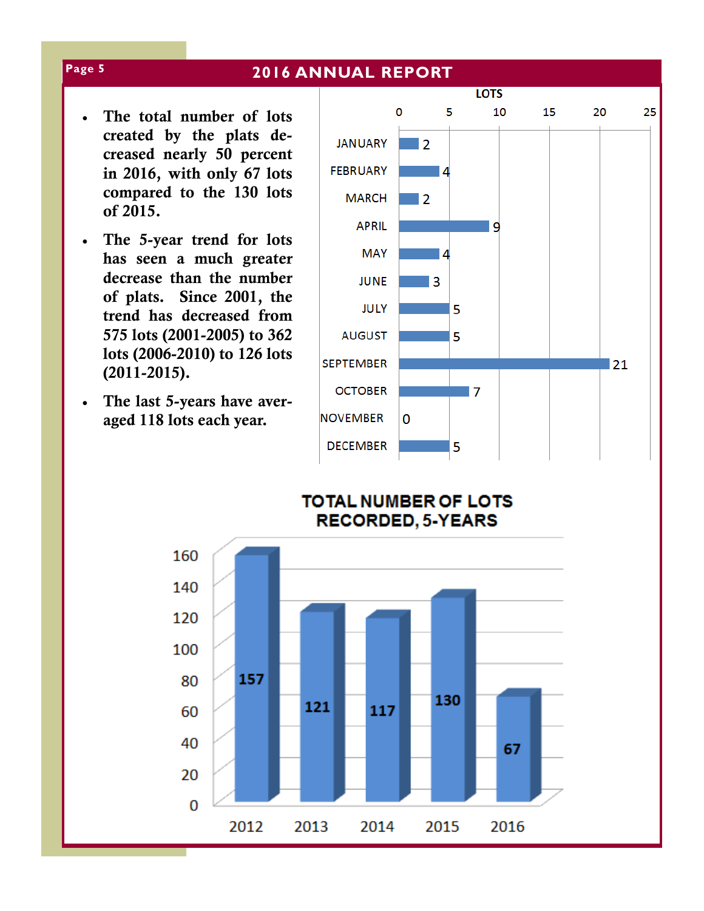- **The total number of lots created by the plats decreased nearly 50 percent in 2016, with only 67 lots compared to the 130 lots of 2015.**
- **The 5-year trend for lots has seen a much greater decrease than the number of plats. Since 2001, the trend has decreased from 575 lots (2001-2005) to 362 lots (2006-2010) to 126 lots (2011-2015).**
- **The last 5-years have averaged 118 lots each year.**

| Month | Lots |
|---|---|
| JANUARY | 2 |
| FEBRUARY | 4 |
| MARCH | 2 |
| APRIL | 9 |
| MAY | 4 |
| JUNE | 3 |
| JULY | 5 |
| AUGUST | 5 |
| SEPTEMBER | 21 |
| OCTOBER | 7 |
| NOVEMBER | 0 |
| DECEMBER | 5 |

**TOTAL NUMBER OF LOTS RECORDED, 5-YEARS**

| Year | Lots |
|---|---|
| 2012 | 157 |
| 2013 | 121 |
| 2014 | 117 |
| 2015 | 130 |
| 2016 | 67 |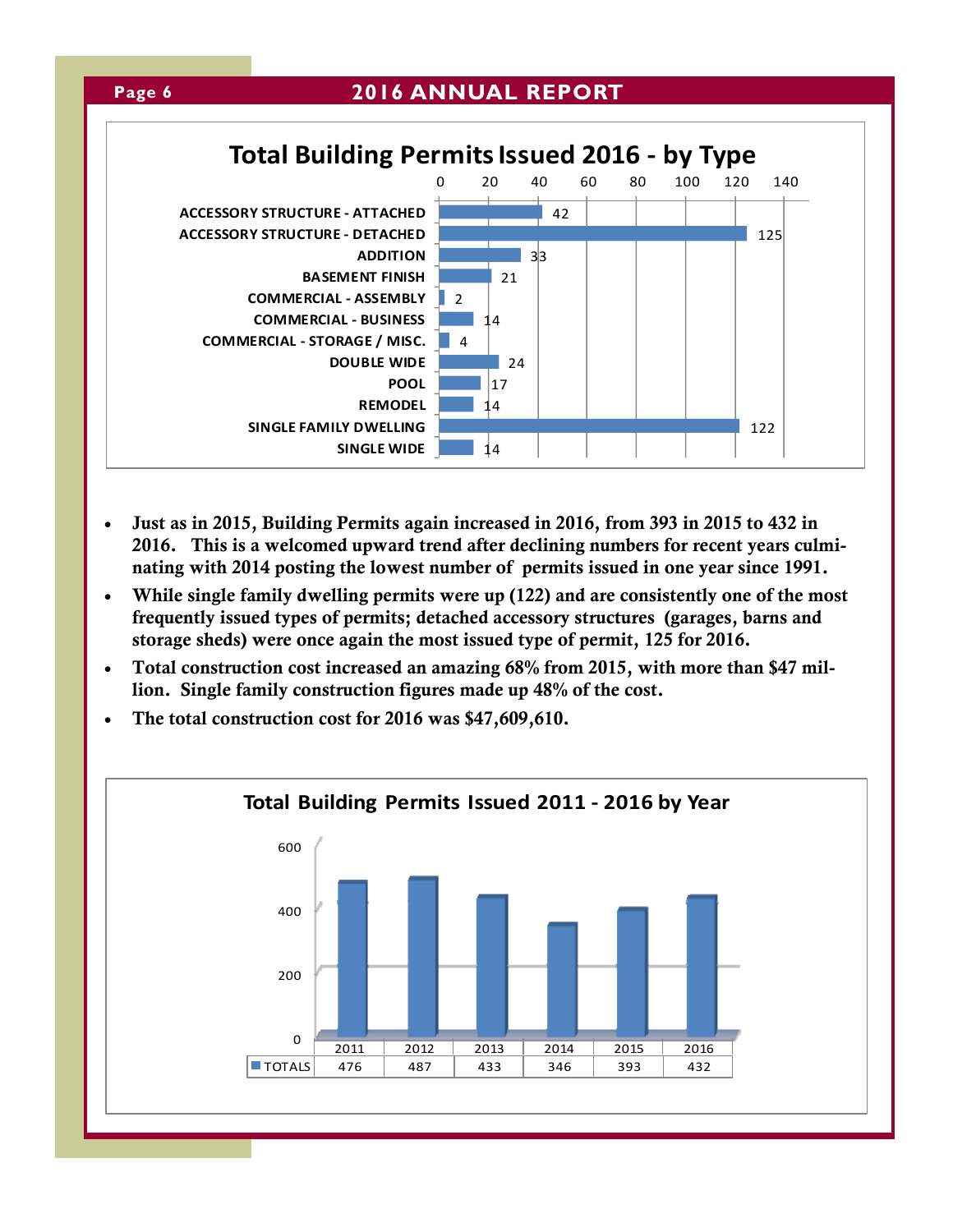## Total Building Permits Issued 2016 - by Type

| Type | Permits |
|---|---|
| ACCESSORY STRUCTURE - ATTACHED | 42 |
| ACCESSORY STRUCTURE - DETACHED | 125 |
| ADDITION | 33 |
| BASEMENT FINISH | 21 |
| COMMERCIAL - ASSEMBLY | 2 |
| COMMERCIAL - BUSINESS | 14 |
| COMMERCIAL - STORAGE / MISC. | 4 |
| DOUBLE WIDE | 24 |
| POOL | 17 |
| REMODEL | 14 |
| SINGLE FAMILY DWELLING | 122 |
| SINGLE WIDE | 14 |

- **Just as in 2015, Building Permits again increased in 2016, from 393 in 2015 to 432 in 2016. This is a welcomed upward trend after declining numbers for recent years culminating with 2014 posting the lowest number of permits issued in one year since 1991.**
- **While single family dwelling permits were up (122) and are consistently one of the most frequently issued types of permits; detached accessory structures (garages, barns and storage sheds) were once again the most issued type of permit, 125 for 2016.**
- **Total construction cost increased an amazing 68% from 2015, with more than $47 million. Single family construction figures made up 48% of the cost.**
- **The total construction cost for 2016 was $47,609,610.**

## Total Building Permits Issued 2011 - 2016 by Year

| | 2011 | 2012 | 2013 | 2014 | 2015 | 2016 |
|---|---|---|---|---|---|---|
| TOTALS | 476 | 487 | 433 | 346 | 393 | 432 |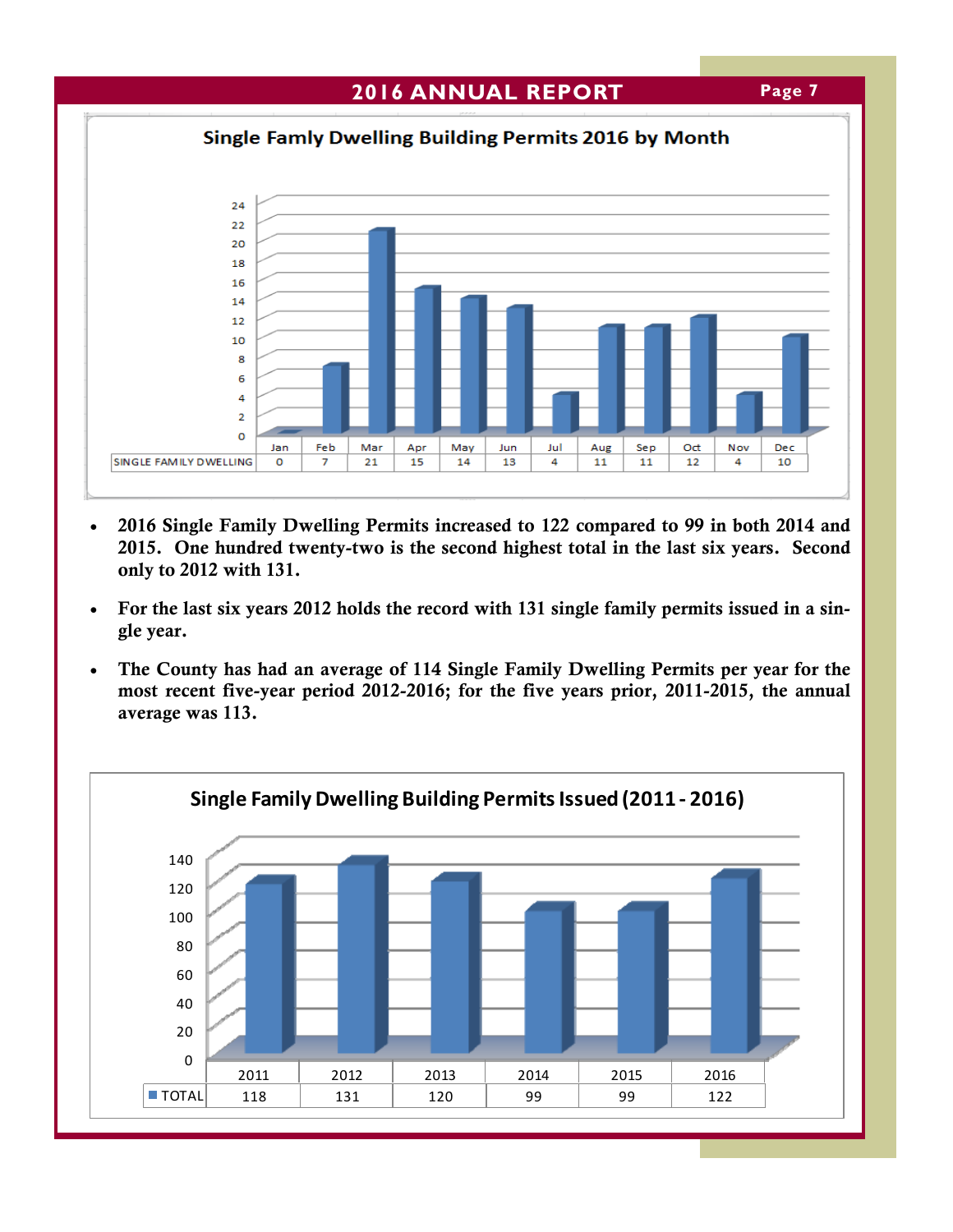## Single Family Dwelling Building Permits 2016 by Month

| | Jan | Feb | Mar | Apr | May | Jun | Jul | Aug | Sep | Oct | Nov | Dec |
|---|---|---|---|---|---|---|---|---|---|---|---|---|
| SINGLE FAMILY DWELLING | 0 | 7 | 21 | 15 | 14 | 13 | 4 | 11 | 11 | 12 | 4 | 10 |

- **2016 Single Family Dwelling Permits increased to 122 compared to 99 in both 2014 and 2015. One hundred twenty-two is the second highest total in the last six years. Second only to 2012 with 131.**
- **For the last six years 2012 holds the record with 131 single family permits issued in a single year.**
- **The County has had an average of 114 Single Family Dwelling Permits per year for the most recent five-year period 2012-2016; for the five years prior, 2011-2015, the annual average was 113.**

## Single Family Dwelling Building Permits Issued (2011 - 2016)

| | 2011 | 2012 | 2013 | 2014 | 2015 | 2016 |
|---|---|---|---|---|---|---|
| TOTAL | 118 | 131 | 120 | 99 | 99 | 122 |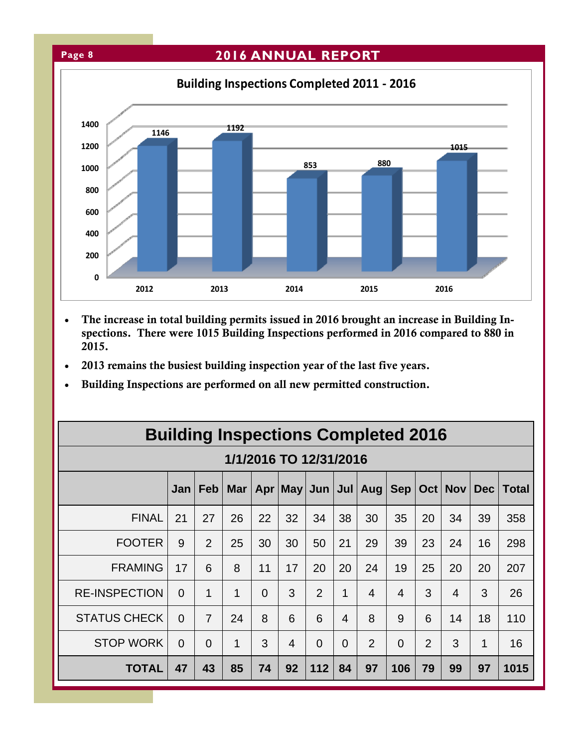## Building Inspections Completed 2011 - 2016

| Year | Inspections |
|---|---|
| 2012 | 1146 |
| 2013 | 1192 |
| 2014 | 853 |
| 2015 | 880 |
| 2016 | 1015 |

- **The increase in total building permits issued in 2016 brought an increase in Building Inspections. There were 1015 Building Inspections performed in 2016 compared to 880 in 2015.**
- **2013 remains the busiest building inspection year of the last five years.**
- **Building Inspections are performed on all new permitted construction.**

## Building Inspections Completed 2016

**1/1/2016 TO 12/31/2016**

| | Jan | Feb | Mar | Apr | May | Jun | Jul | Aug | Sep | Oct | Nov | Dec | Total |
|---|---|---|---|---|---|---|---|---|---|---|---|---|---|
| FINAL | 21 | 27 | 26 | 22 | 32 | 34 | 38 | 30 | 35 | 20 | 34 | 39 | 358 |
| FOOTER | 9 | 2 | 25 | 30 | 30 | 50 | 21 | 29 | 39 | 23 | 24 | 16 | 298 |
| FRAMING | 17 | 6 | 8 | 11 | 17 | 20 | 20 | 24 | 19 | 25 | 20 | 20 | 207 |
| RE-INSPECTION | 0 | 1 | 1 | 0 | 3 | 2 | 1 | 4 | 4 | 3 | 4 | 3 | 26 |
| STATUS CHECK | 0 | 7 | 24 | 8 | 6 | 6 | 4 | 8 | 9 | 6 | 14 | 18 | 110 |
| STOP WORK | 0 | 0 | 1 | 3 | 4 | 0 | 0 | 2 | 0 | 2 | 3 | 1 | 16 |
| **TOTAL** | **47** | **43** | **85** | **74** | **92** | **112** | **84** | **97** | **106** | **79** | **99** | **97** | **1015** |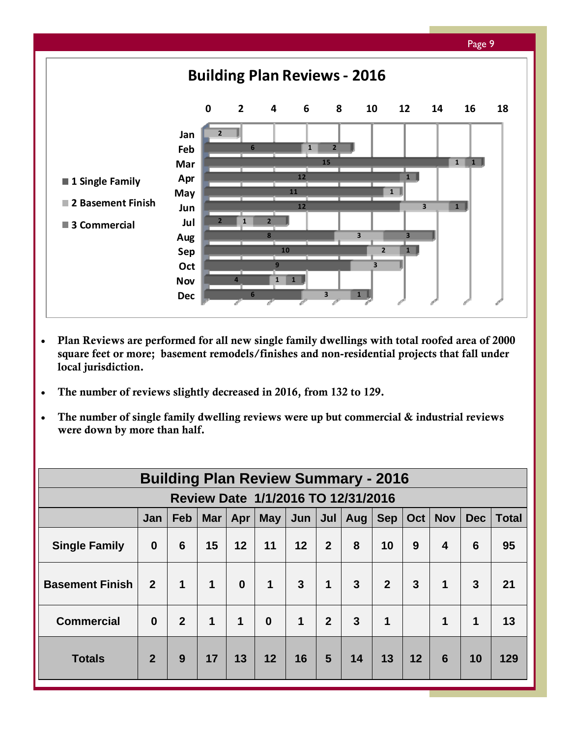## Building Plan Reviews - 2016

- Plan Reviews are performed for all new single family dwellings with total roofed area of 2000 square feet or more; basement remodels/finishes and non-residential projects that fall under local jurisdiction.
- The number of reviews slightly decreased in 2016, from 132 to 129.
- The number of single family dwelling reviews were up but commercial & industrial reviews were down by more than half.

| Building Plan Review Summary - 2016 | | | | | | | | | | | | | |
|---|---|---|---|---|---|---|---|---|---|---|---|---|---|
| Review Date 1/1/2016 TO 12/31/2016 | | | | | | | | | | | | | |
| | Jan | Feb | Mar | Apr | May | Jun | Jul | Aug | Sep | Oct | Nov | Dec | Total |
| Single Family | 0 | 6 | 15 | 12 | 11 | 12 | 2 | 8 | 10 | 9 | 4 | 6 | 95 |
| Basement Finish | 2 | 1 | 1 | 0 | 1 | 3 | 1 | 3 | 2 | 3 | 1 | 3 | 21 |
| Commercial | 0 | 2 | 1 | 1 | 0 | 1 | 2 | 3 | 1 | | 1 | 1 | 13 |
| Totals | 2 | 9 | 17 | 13 | 12 | 16 | 5 | 14 | 13 | 12 | 6 | 10 | 129 |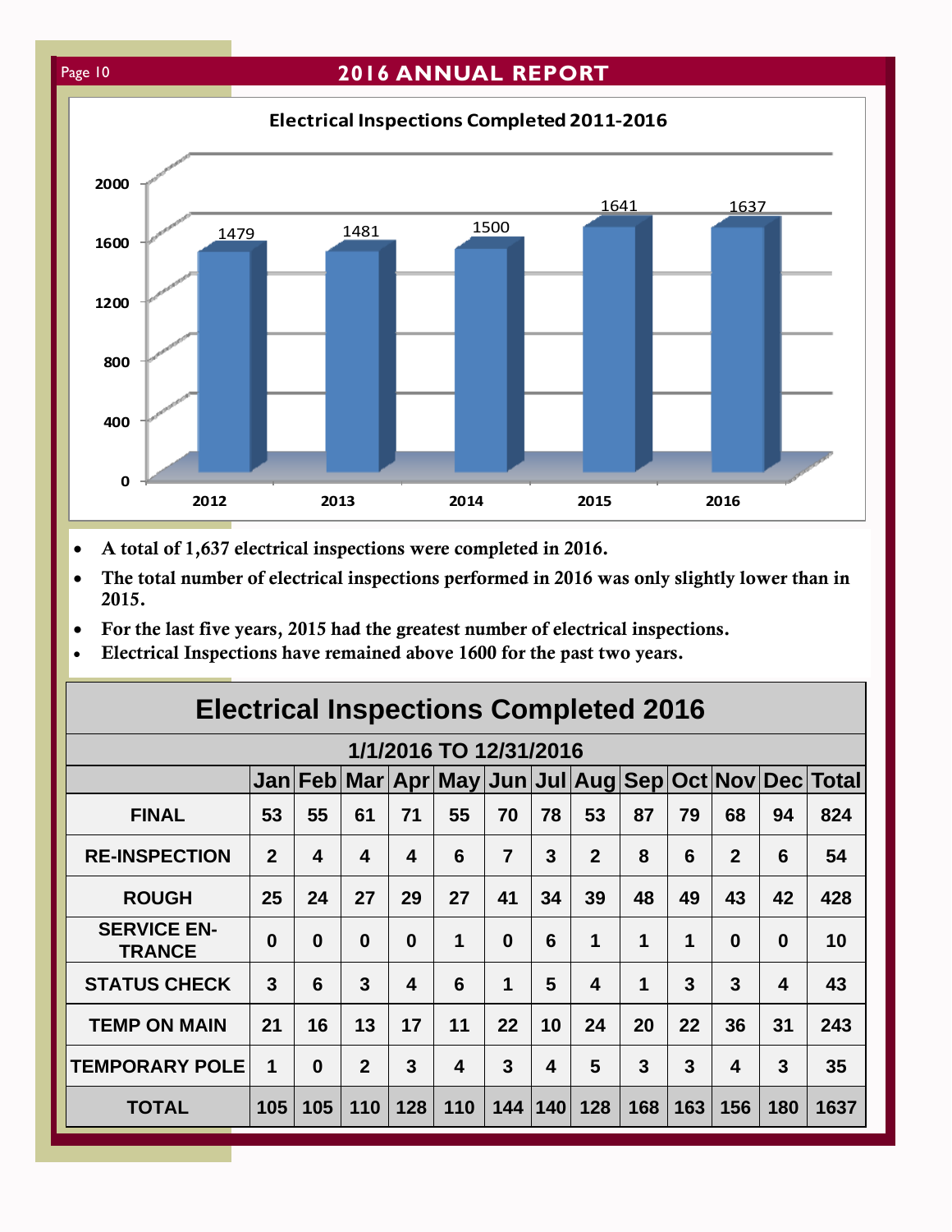## Electrical Inspections Completed 2011-2016

| Year | Inspections |
|---|---|
| 2012 | 1479 |
| 2013 | 1481 |
| 2014 | 1500 |
| 2015 | 1641 |
| 2016 | 1637 |

- **A total of 1,637 electrical inspections were completed in 2016.**
- **The total number of electrical inspections performed in 2016 was only slightly lower than in 2015.**
- **For the last five years, 2015 had the greatest number of electrical inspections.**
- **Electrical Inspections have remained above 1600 for the past two years.**

## Electrical Inspections Completed 2016

**1/1/2016 TO 12/31/2016**

| | Jan | Feb | Mar | Apr | May | Jun | Jul | Aug | Sep | Oct | Nov | Dec | Total |
|---|---|---|---|---|---|---|---|---|---|---|---|---|---|
| FINAL | 53 | 55 | 61 | 71 | 55 | 70 | 78 | 53 | 87 | 79 | 68 | 94 | 824 |
| RE-INSPECTION | 2 | 4 | 4 | 4 | 6 | 7 | 3 | 2 | 8 | 6 | 2 | 6 | 54 |
| ROUGH | 25 | 24 | 27 | 29 | 27 | 41 | 34 | 39 | 48 | 49 | 43 | 42 | 428 |
| SERVICE EN-TRANCE | 0 | 0 | 0 | 0 | 1 | 0 | 6 | 1 | 1 | 1 | 0 | 0 | 10 |
| STATUS CHECK | 3 | 6 | 3 | 4 | 6 | 1 | 5 | 4 | 1 | 3 | 3 | 4 | 43 |
| TEMP ON MAIN | 21 | 16 | 13 | 17 | 11 | 22 | 10 | 24 | 20 | 22 | 36 | 31 | 243 |
| TEMPORARY POLE | 1 | 0 | 2 | 3 | 4 | 3 | 4 | 5 | 3 | 3 | 4 | 3 | 35 |
| TOTAL | 105 | 105 | 110 | 128 | 110 | 144 | 140 | 128 | 168 | 163 | 156 | 180 | 1637 |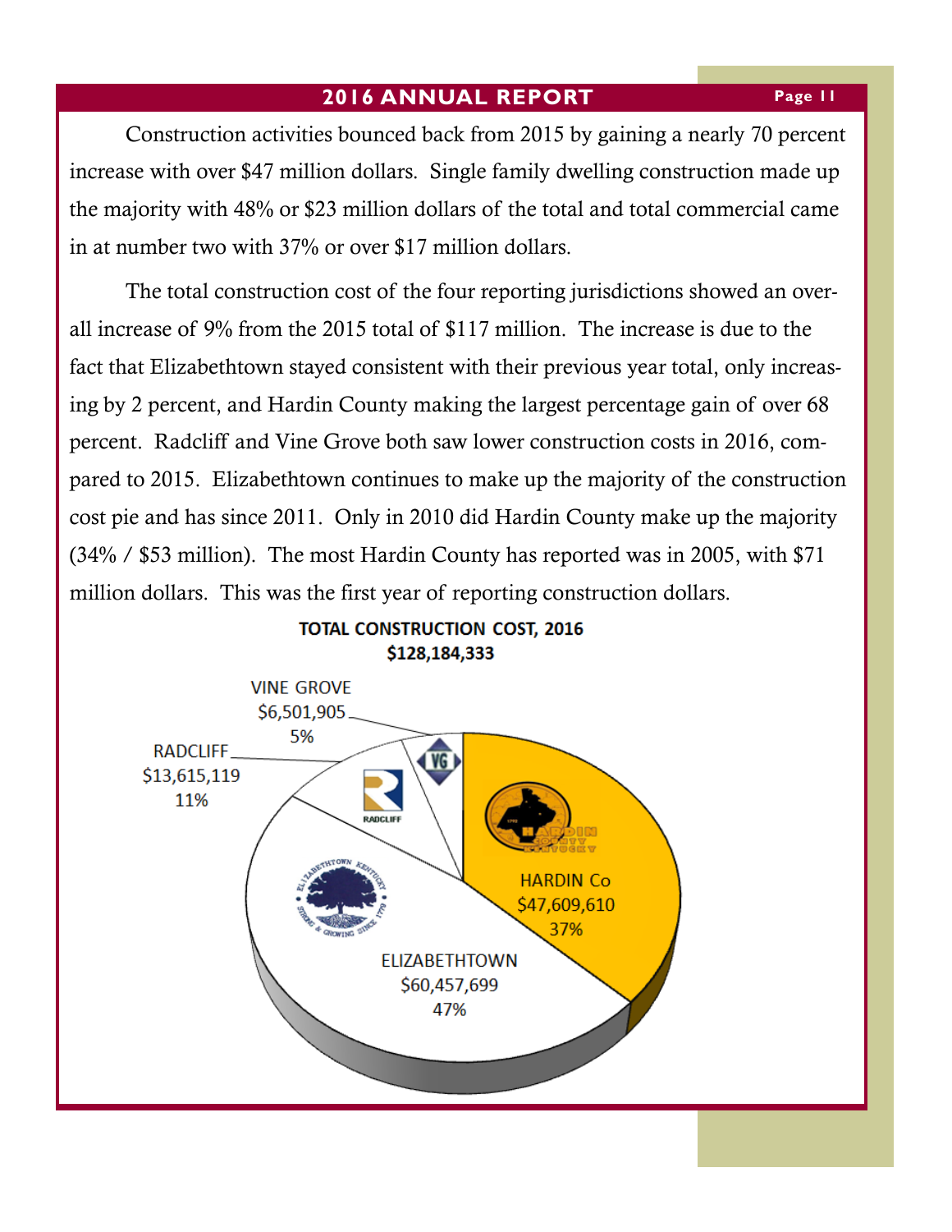Construction activities bounced back from 2015 by gaining a nearly 70 percent increase with over $47 million dollars. Single family dwelling construction made up the majority with 48% or $23 million dollars of the total and total commercial came in at number two with 37% or over $17 million dollars.

The total construction cost of the four reporting jurisdictions showed an overall increase of 9% from the 2015 total of $117 million. The increase is due to the fact that Elizabethtown stayed consistent with their previous year total, only increasing by 2 percent, and Hardin County making the largest percentage gain of over 68 percent. Radcliff and Vine Grove both saw lower construction costs in 2016, compared to 2015. Elizabethtown continues to make up the majority of the construction cost pie and has since 2011. Only in 2010 did Hardin County make up the majority (34% / $53 million). The most Hardin County has reported was in 2005, with $71 million dollars. This was the first year of reporting construction dollars.

**TOTAL CONSTRUCTION COST, 2016**
**$128,184,333**

| Jurisdiction | Cost | Percent |
|---|---|---|
| HARDIN Co | $47,609,610 | 37% |
| ELIZABETHTOWN | $60,457,699 | 47% |
| RADCLIFF | $13,615,119 | 11% |
| VINE GROVE | $6,501,905 | 5% |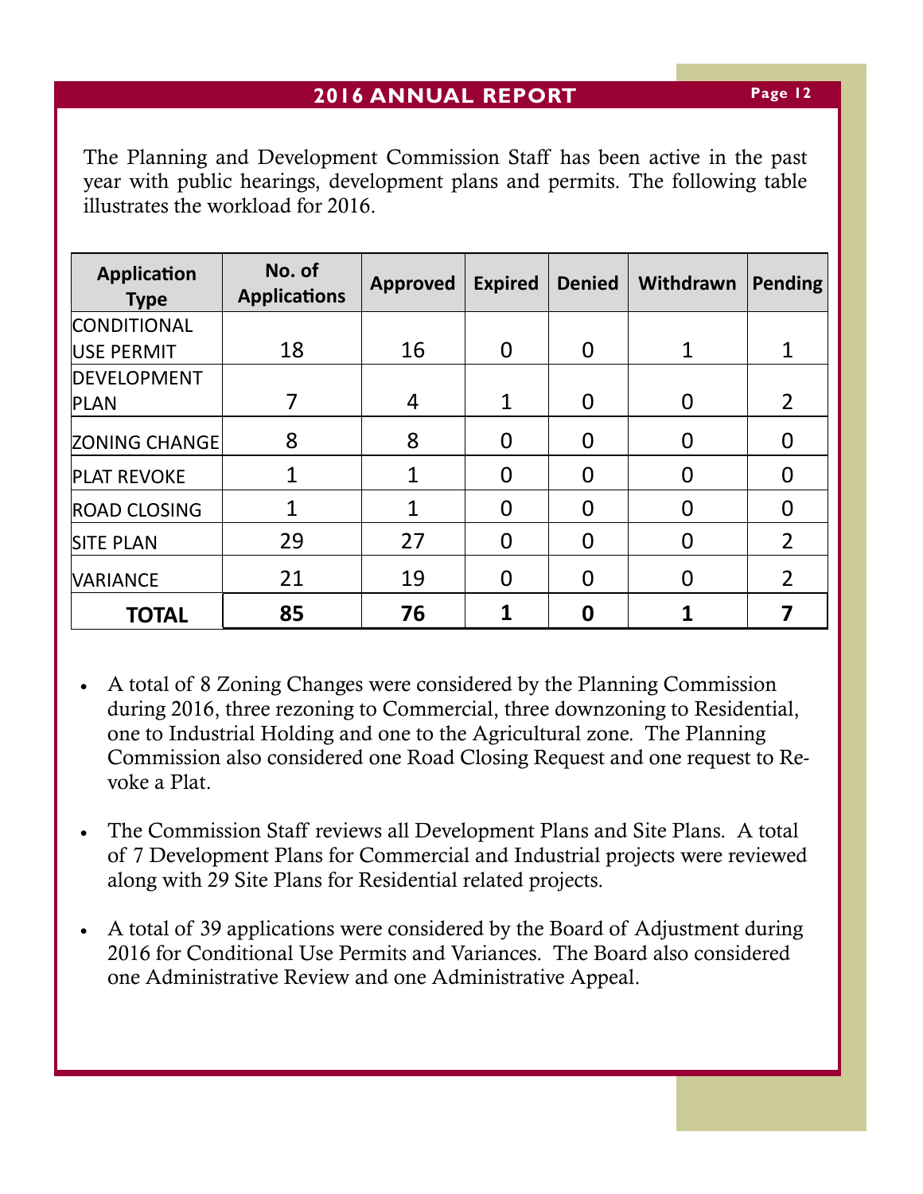The Planning and Development Commission Staff has been active in the past year with public hearings, development plans and permits. The following table illustrates the workload for 2016.

| Application Type | No. of Applications | Approved | Expired | Denied | Withdrawn | Pending |
|---|---|---|---|---|---|---|
| CONDITIONAL USE PERMIT | 18 | 16 | 0 | 0 | 1 | 1 |
| DEVELOPMENT PLAN | 7 | 4 | 1 | 0 | 0 | 2 |
| ZONING CHANGE | 8 | 8 | 0 | 0 | 0 | 0 |
| PLAT REVOKE | 1 | 1 | 0 | 0 | 0 | 0 |
| ROAD CLOSING | 1 | 1 | 0 | 0 | 0 | 0 |
| SITE PLAN | 29 | 27 | 0 | 0 | 0 | 2 |
| VARIANCE | 21 | 19 | 0 | 0 | 0 | 2 |
| **TOTAL** | **85** | **76** | **1** | **0** | **1** | **7** |

- A total of 8 Zoning Changes were considered by the Planning Commission during 2016, three rezoning to Commercial, three downzoning to Residential, one to Industrial Holding and one to the Agricultural zone. The Planning Commission also considered one Road Closing Request and one request to Revoke a Plat.
- The Commission Staff reviews all Development Plans and Site Plans. A total of 7 Development Plans for Commercial and Industrial projects were reviewed along with 29 Site Plans for Residential related projects.
- A total of 39 applications were considered by the Board of Adjustment during 2016 for Conditional Use Permits and Variances. The Board also considered one Administrative Review and one Administrative Appeal.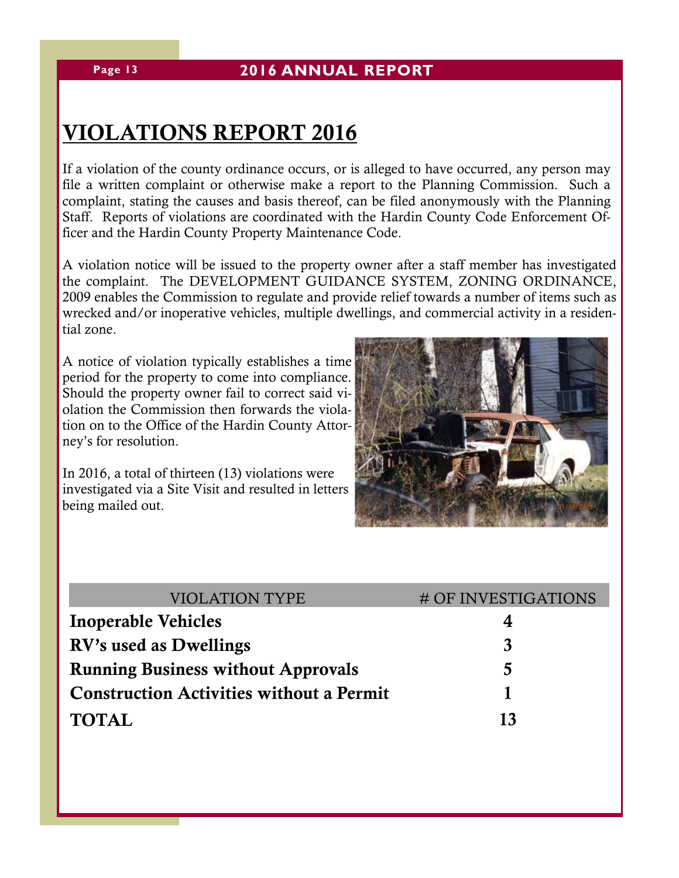# VIOLATIONS REPORT 2016

If a violation of the county ordinance occurs, or is alleged to have occurred, any person may file a written complaint or otherwise make a report to the Planning Commission. Such a complaint, stating the causes and basis thereof, can be filed anonymously with the Planning Staff. Reports of violations are coordinated with the Hardin County Code Enforcement Officer and the Hardin County Property Maintenance Code.

A violation notice will be issued to the property owner after a staff member has investigated the complaint. The DEVELOPMENT GUIDANCE SYSTEM, ZONING ORDINANCE, 2009 enables the Commission to regulate and provide relief towards a number of items such as wrecked and/or inoperative vehicles, multiple dwellings, and commercial activity in a residential zone.

A notice of violation typically establishes a time period for the property to come into compliance. Should the property owner fail to correct said violation the Commission then forwards the violation on to the Office of the Hardin County Attorney's for resolution.

In 2016, a total of thirteen (13) violations were investigated via a Site Visit and resulted in letters being mailed out.

| VIOLATION TYPE | # OF INVESTIGATIONS |
| --- | --- |
| **Inoperable Vehicles** | **4** |
| **RV's used as Dwellings** | **3** |
| **Running Business without Approvals** | **5** |
| **Construction Activities without a Permit** | **1** |
| **TOTAL** | **13** |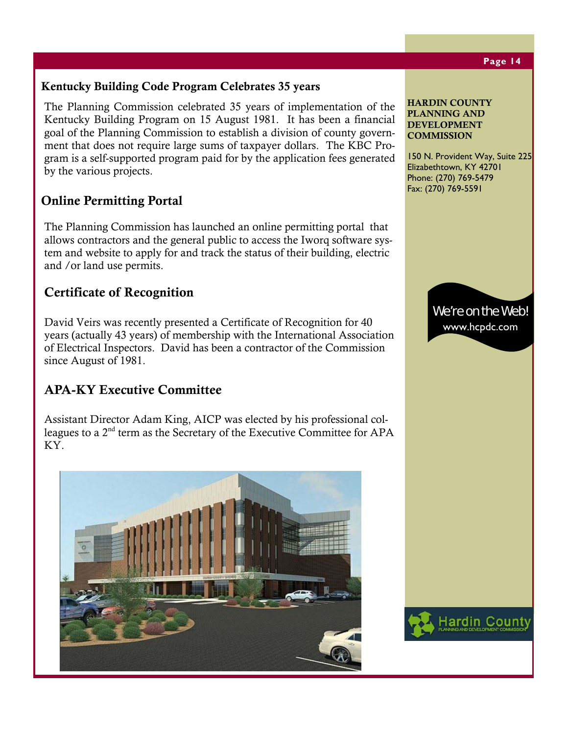## Kentucky Building Code Program Celebrates 35 years

The Planning Commission celebrated 35 years of implementation of the Kentucky Building Program on 15 August 1981. It has been a financial goal of the Planning Commission to establish a division of county government that does not require large sums of taxpayer dollars. The KBC Program is a self-supported program paid for by the application fees generated by the various projects.

## Online Permitting Portal

The Planning Commission has launched an online permitting portal that allows contractors and the general public to access the Iworq software system and website to apply for and track the status of their building, electric and /or land use permits.

## Certificate of Recognition

David Veirs was recently presented a Certificate of Recognition for 40 years (actually 43 years) of membership with the International Association of Electrical Inspectors. David has been a contractor of the Commission since August of 1981.

## APA-KY Executive Committee

Assistant Director Adam King, AICP was elected by his professional colleagues to a 2nd term as the Secretary of the Executive Committee for APA KY.

**HARDIN COUNTY PLANNING AND DEVELOPMENT COMMISSION**

150 N. Provident Way, Suite 225
Elizabethtown, KY 42701
Phone: (270) 769-5479
Fax: (270) 769-5591

We're on the Web!
www.hcpdc.com

Hardin County
PLANNING AND DEVELOPMENT COMMISSION